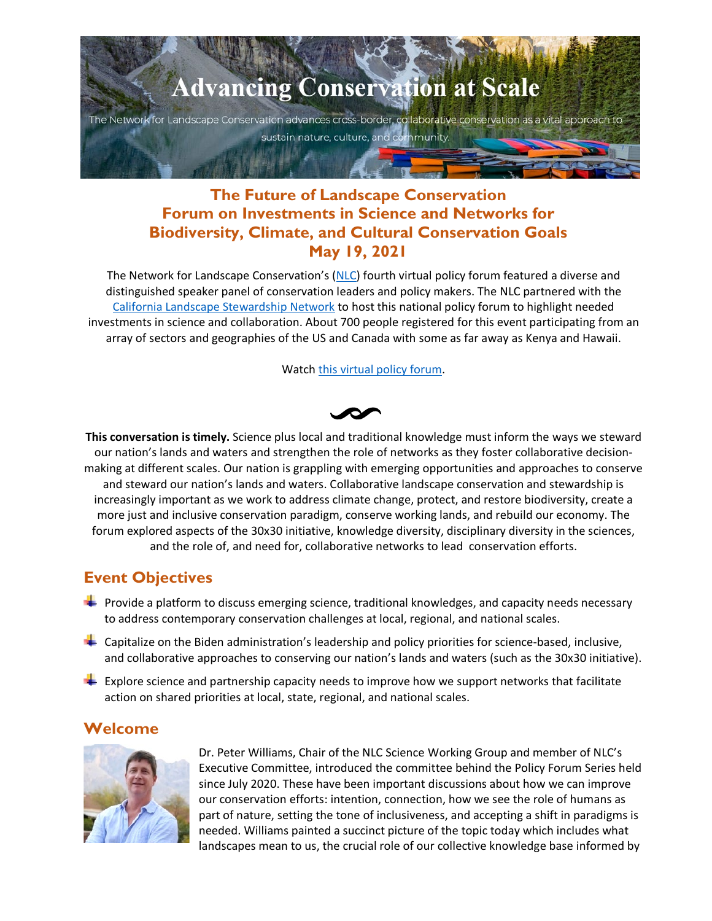# Advancing Conservation at Scale

The Network for Landscape Conservation advances cross-border, collaborative conservation as a vital approach to sustain nature, culture, and community.

## The Future of Landscape Conservation
## Forum on Investments in Science and Networks for Biodiversity, Climate, and Cultural Conservation Goals
## May 19, 2021

The Network for Landscape Conservation's (NLC) fourth virtual policy forum featured a diverse and distinguished speaker panel of conservation leaders and policy makers. The NLC partnered with the California Landscape Stewardship Network to host this national policy forum to highlight needed investments in science and collaboration. About 700 people registered for this event participating from an array of sectors and geographies of the US and Canada with some as far away as Kenya and Hawaii.

Watch this virtual policy forum.

**This conversation is timely.** Science plus local and traditional knowledge must inform the ways we steward our nation's lands and waters and strengthen the role of networks as they foster collaborative decision-making at different scales. Our nation is grappling with emerging opportunities and approaches to conserve and steward our nation's lands and waters. Collaborative landscape conservation and stewardship is increasingly important as we work to address climate change, protect, and restore biodiversity, create a more just and inclusive conservation paradigm, conserve working lands, and rebuild our economy. The forum explored aspects of the 30x30 initiative, knowledge diversity, disciplinary diversity in the sciences, and the role of, and need for, collaborative networks to lead conservation efforts.

## Event Objectives

- Provide a platform to discuss emerging science, traditional knowledges, and capacity needs necessary to address contemporary conservation challenges at local, regional, and national scales.
- Capitalize on the Biden administration's leadership and policy priorities for science-based, inclusive, and collaborative approaches to conserving our nation's lands and waters (such as the 30x30 initiative).
- Explore science and partnership capacity needs to improve how we support networks that facilitate action on shared priorities at local, state, regional, and national scales.

## Welcome

Dr. Peter Williams, Chair of the NLC Science Working Group and member of NLC's Executive Committee, introduced the committee behind the Policy Forum Series held since July 2020. These have been important discussions about how we can improve our conservation efforts: intention, connection, how we see the role of humans as part of nature, setting the tone of inclusiveness, and accepting a shift in paradigms is needed. Williams painted a succinct picture of the topic today which includes what landscapes mean to us, the crucial role of our collective knowledge base informed by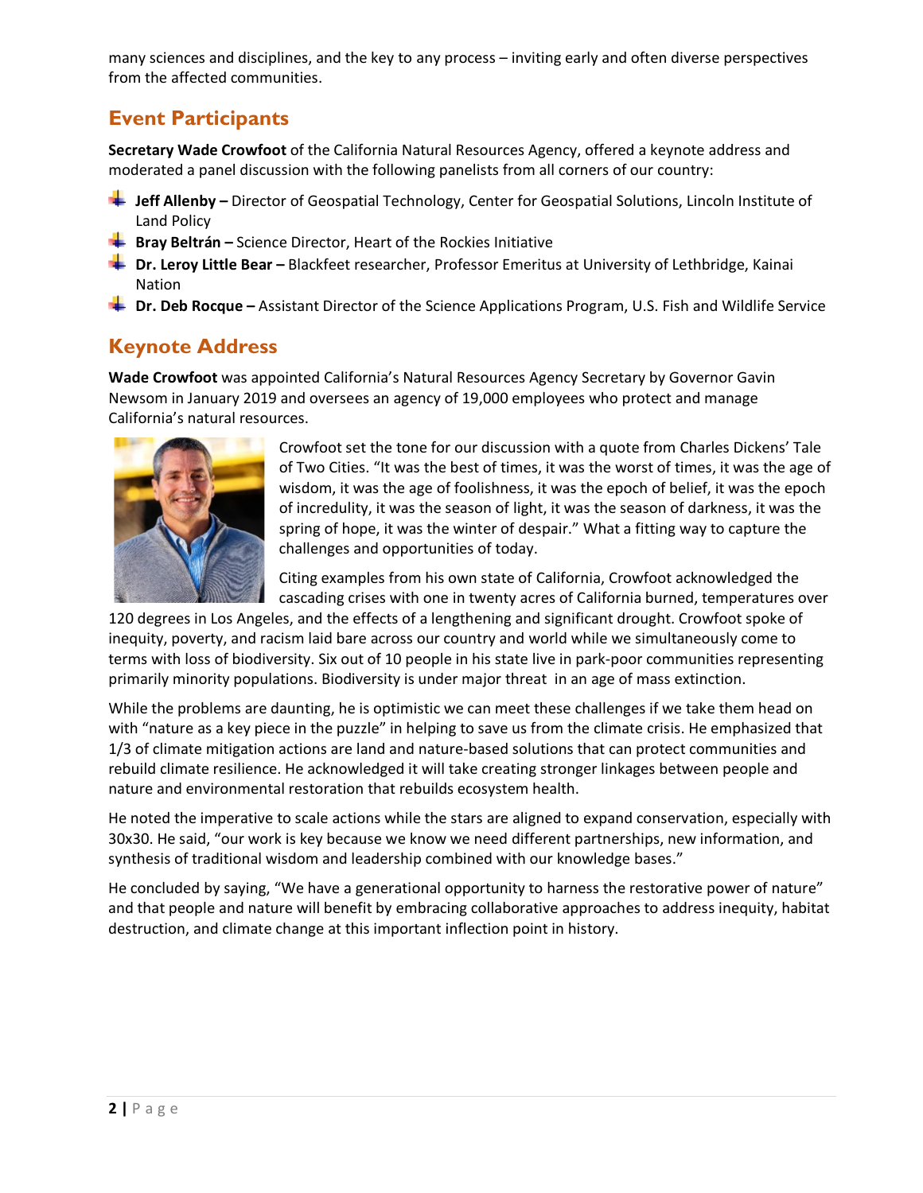many sciences and disciplines, and the key to any process – inviting early and often diverse perspectives from the affected communities.

## Event Participants

**Secretary Wade Crowfoot** of the California Natural Resources Agency, offered a keynote address and moderated a panel discussion with the following panelists from all corners of our country:

- **Jeff Allenby –** Director of Geospatial Technology, Center for Geospatial Solutions, Lincoln Institute of Land Policy
- **Bray Beltrán –** Science Director, Heart of the Rockies Initiative
- **Dr. Leroy Little Bear –** Blackfeet researcher, Professor Emeritus at University of Lethbridge, Kainai Nation
- **Dr. Deb Rocque –** Assistant Director of the Science Applications Program, U.S. Fish and Wildlife Service

## Keynote Address

**Wade Crowfoot** was appointed California's Natural Resources Agency Secretary by Governor Gavin Newsom in January 2019 and oversees an agency of 19,000 employees who protect and manage California's natural resources.

Crowfoot set the tone for our discussion with a quote from Charles Dickens' Tale of Two Cities. "It was the best of times, it was the worst of times, it was the age of wisdom, it was the age of foolishness, it was the epoch of belief, it was the epoch of incredulity, it was the season of light, it was the season of darkness, it was the spring of hope, it was the winter of despair." What a fitting way to capture the challenges and opportunities of today.

Citing examples from his own state of California, Crowfoot acknowledged the cascading crises with one in twenty acres of California burned, temperatures over 120 degrees in Los Angeles, and the effects of a lengthening and significant drought. Crowfoot spoke of inequity, poverty, and racism laid bare across our country and world while we simultaneously come to terms with loss of biodiversity. Six out of 10 people in his state live in park-poor communities representing primarily minority populations. Biodiversity is under major threat in an age of mass extinction.

While the problems are daunting, he is optimistic we can meet these challenges if we take them head on with "nature as a key piece in the puzzle" in helping to save us from the climate crisis. He emphasized that 1/3 of climate mitigation actions are land and nature-based solutions that can protect communities and rebuild climate resilience. He acknowledged it will take creating stronger linkages between people and nature and environmental restoration that rebuilds ecosystem health.

He noted the imperative to scale actions while the stars are aligned to expand conservation, especially with 30x30. He said, "our work is key because we know we need different partnerships, new information, and synthesis of traditional wisdom and leadership combined with our knowledge bases."

He concluded by saying, "We have a generational opportunity to harness the restorative power of nature" and that people and nature will benefit by embracing collaborative approaches to address inequity, habitat destruction, and climate change at this important inflection point in history.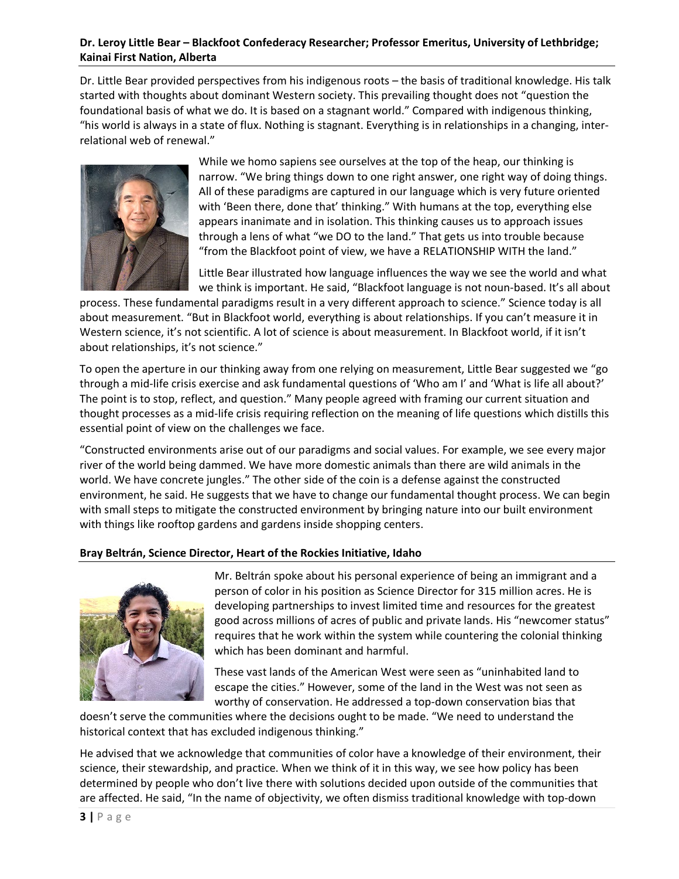**Dr. Leroy Little Bear – Blackfoot Confederacy Researcher; Professor Emeritus, University of Lethbridge; Kainai First Nation, Alberta**

Dr. Little Bear provided perspectives from his indigenous roots – the basis of traditional knowledge. His talk started with thoughts about dominant Western society. This prevailing thought does not "question the foundational basis of what we do. It is based on a stagnant world." Compared with indigenous thinking, "his world is always in a state of flux. Nothing is stagnant. Everything is in relationships in a changing, inter-relational web of renewal."

While we homo sapiens see ourselves at the top of the heap, our thinking is narrow. "We bring things down to one right answer, one right way of doing things. All of these paradigms are captured in our language which is very future oriented with 'Been there, done that' thinking." With humans at the top, everything else appears inanimate and in isolation. This thinking causes us to approach issues through a lens of what "we DO to the land." That gets us into trouble because "from the Blackfoot point of view, we have a RELATIONSHIP WITH the land."

Little Bear illustrated how language influences the way we see the world and what we think is important. He said, "Blackfoot language is not noun-based. It's all about process. These fundamental paradigms result in a very different approach to science." Science today is all about measurement. "But in Blackfoot world, everything is about relationships. If you can't measure it in Western science, it's not scientific. A lot of science is about measurement. In Blackfoot world, if it isn't about relationships, it's not science."

To open the aperture in our thinking away from one relying on measurement, Little Bear suggested we "go through a mid-life crisis exercise and ask fundamental questions of 'Who am I' and 'What is life all about?' The point is to stop, reflect, and question." Many people agreed with framing our current situation and thought processes as a mid-life crisis requiring reflection on the meaning of life questions which distills this essential point of view on the challenges we face.

"Constructed environments arise out of our paradigms and social values. For example, we see every major river of the world being dammed. We have more domestic animals than there are wild animals in the world. We have concrete jungles." The other side of the coin is a defense against the constructed environment, he said. He suggests that we have to change our fundamental thought process. We can begin with small steps to mitigate the constructed environment by bringing nature into our built environment with things like rooftop gardens and gardens inside shopping centers.

**Bray Beltrán, Science Director, Heart of the Rockies Initiative, Idaho**

Mr. Beltrán spoke about his personal experience of being an immigrant and a person of color in his position as Science Director for 315 million acres. He is developing partnerships to invest limited time and resources for the greatest good across millions of acres of public and private lands. His "newcomer status" requires that he work within the system while countering the colonial thinking which has been dominant and harmful.

These vast lands of the American West were seen as "uninhabited land to escape the cities." However, some of the land in the West was not seen as worthy of conservation. He addressed a top-down conservation bias that doesn't serve the communities where the decisions ought to be made. "We need to understand the historical context that has excluded indigenous thinking."

He advised that we acknowledge that communities of color have a knowledge of their environment, their science, their stewardship, and practice. When we think of it in this way, we see how policy has been determined by people who don't live there with solutions decided upon outside of the communities that are affected. He said, "In the name of objectivity, we often dismiss traditional knowledge with top-down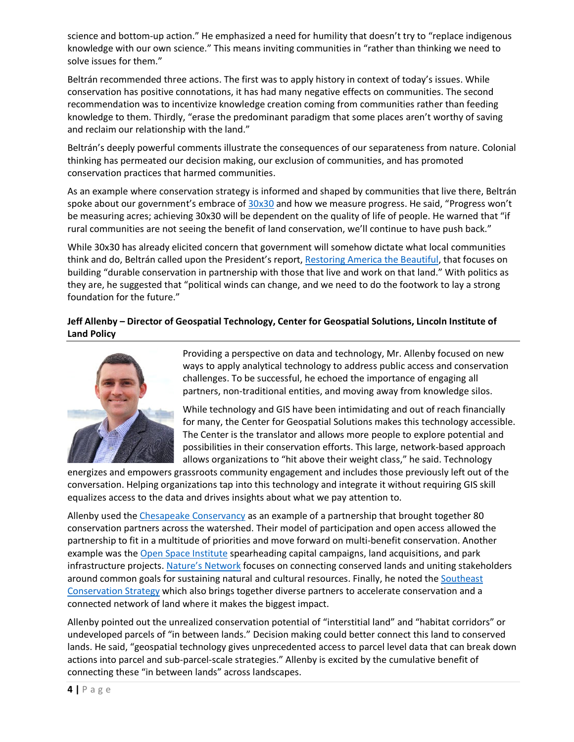science and bottom-up action." He emphasized a need for humility that doesn't try to "replace indigenous knowledge with our own science." This means inviting communities in "rather than thinking we need to solve issues for them."

Beltrán recommended three actions. The first was to apply history in context of today's issues. While conservation has positive connotations, it has had many negative effects on communities. The second recommendation was to incentivize knowledge creation coming from communities rather than feeding knowledge to them. Thirdly, "erase the predominant paradigm that some places aren't worthy of saving and reclaim our relationship with the land."

Beltrán's deeply powerful comments illustrate the consequences of our separateness from nature. Colonial thinking has permeated our decision making, our exclusion of communities, and has promoted conservation practices that harmed communities.

As an example where conservation strategy is informed and shaped by communities that live there, Beltrán spoke about our government's embrace of 30x30 and how we measure progress. He said, "Progress won't be measuring acres; achieving 30x30 will be dependent on the quality of life of people. He warned that "if rural communities are not seeing the benefit of land conservation, we'll continue to have push back."

While 30x30 has already elicited concern that government will somehow dictate what local communities think and do, Beltrán called upon the President's report, Restoring America the Beautiful, that focuses on building "durable conservation in partnership with those that live and work on that land." With politics as they are, he suggested that "political winds can change, and we need to do the footwork to lay a strong foundation for the future."

**Jeff Allenby – Director of Geospatial Technology, Center for Geospatial Solutions, Lincoln Institute of Land Policy**

Providing a perspective on data and technology, Mr. Allenby focused on new ways to apply analytical technology to address public access and conservation challenges. To be successful, he echoed the importance of engaging all partners, non-traditional entities, and moving away from knowledge silos.

While technology and GIS have been intimidating and out of reach financially for many, the Center for Geospatial Solutions makes this technology accessible. The Center is the translator and allows more people to explore potential and possibilities in their conservation efforts. This large, network-based approach allows organizations to "hit above their weight class," he said. Technology energizes and empowers grassroots community engagement and includes those previously left out of the conversation. Helping organizations tap into this technology and integrate it without requiring GIS skill equalizes access to the data and drives insights about what we pay attention to.

Allenby used the Chesapeake Conservancy as an example of a partnership that brought together 80 conservation partners across the watershed. Their model of participation and open access allowed the partnership to fit in a multitude of priorities and move forward on multi-benefit conservation. Another example was the Open Space Institute spearheading capital campaigns, land acquisitions, and park infrastructure projects. Nature's Network focuses on connecting conserved lands and uniting stakeholders around common goals for sustaining natural and cultural resources. Finally, he noted the Southeast Conservation Strategy which also brings together diverse partners to accelerate conservation and a connected network of land where it makes the biggest impact.

Allenby pointed out the unrealized conservation potential of "interstitial land" and "habitat corridors" or undeveloped parcels of "in between lands." Decision making could better connect this land to conserved lands. He said, "geospatial technology gives unprecedented access to parcel level data that can break down actions into parcel and sub-parcel-scale strategies." Allenby is excited by the cumulative benefit of connecting these "in between lands" across landscapes.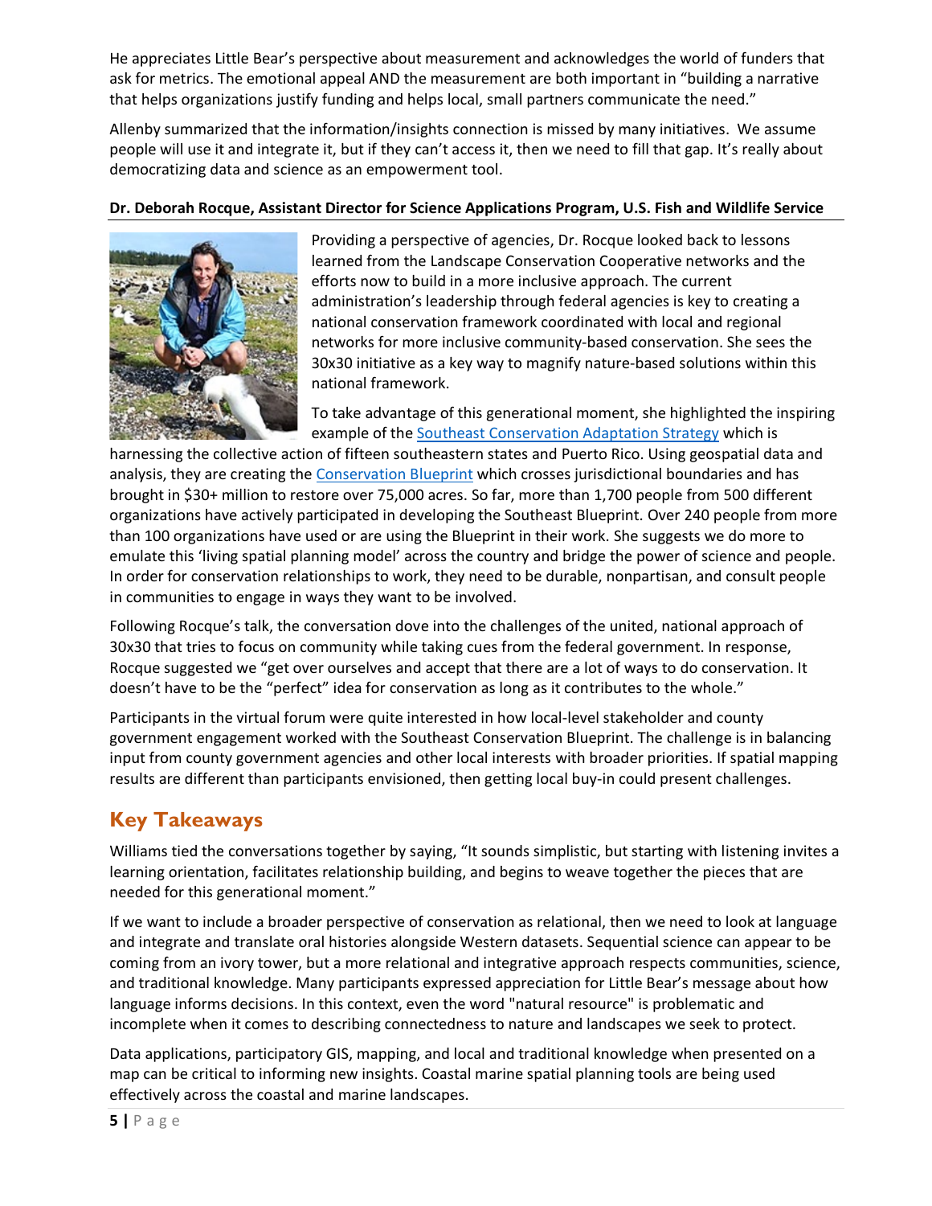He appreciates Little Bear's perspective about measurement and acknowledges the world of funders that ask for metrics. The emotional appeal AND the measurement are both important in "building a narrative that helps organizations justify funding and helps local, small partners communicate the need."

Allenby summarized that the information/insights connection is missed by many initiatives. We assume people will use it and integrate it, but if they can't access it, then we need to fill that gap. It's really about democratizing data and science as an empowerment tool.

**Dr. Deborah Rocque, Assistant Director for Science Applications Program, U.S. Fish and Wildlife Service**

Providing a perspective of agencies, Dr. Rocque looked back to lessons learned from the Landscape Conservation Cooperative networks and the efforts now to build in a more inclusive approach. The current administration's leadership through federal agencies is key to creating a national conservation framework coordinated with local and regional networks for more inclusive community-based conservation. She sees the 30x30 initiative as a key way to magnify nature-based solutions within this national framework.

To take advantage of this generational moment, she highlighted the inspiring example of the [Southeast Conservation Adaptation Strategy] which is harnessing the collective action of fifteen southeastern states and Puerto Rico. Using geospatial data and analysis, they are creating the [Conservation Blueprint] which crosses jurisdictional boundaries and has brought in $30+ million to restore over 75,000 acres. So far, more than 1,700 people from 500 different organizations have actively participated in developing the Southeast Blueprint. Over 240 people from more than 100 organizations have used or are using the Blueprint in their work. She suggests we do more to emulate this 'living spatial planning model' across the country and bridge the power of science and people. In order for conservation relationships to work, they need to be durable, nonpartisan, and consult people in communities to engage in ways they want to be involved.

Following Rocque's talk, the conversation dove into the challenges of the united, national approach of 30x30 that tries to focus on community while taking cues from the federal government. In response, Rocque suggested we "get over ourselves and accept that there are a lot of ways to do conservation. It doesn't have to be the "perfect" idea for conservation as long as it contributes to the whole."

Participants in the virtual forum were quite interested in how local-level stakeholder and county government engagement worked with the Southeast Conservation Blueprint. The challenge is in balancing input from county government agencies and other local interests with broader priorities. If spatial mapping results are different than participants envisioned, then getting local buy-in could present challenges.

## Key Takeaways

Williams tied the conversations together by saying, "It sounds simplistic, but starting with listening invites a learning orientation, facilitates relationship building, and begins to weave together the pieces that are needed for this generational moment."

If we want to include a broader perspective of conservation as relational, then we need to look at language and integrate and translate oral histories alongside Western datasets. Sequential science can appear to be coming from an ivory tower, but a more relational and integrative approach respects communities, science, and traditional knowledge. Many participants expressed appreciation for Little Bear's message about how language informs decisions. In this context, even the word "natural resource" is problematic and incomplete when it comes to describing connectedness to nature and landscapes we seek to protect.

Data applications, participatory GIS, mapping, and local and traditional knowledge when presented on a map can be critical to informing new insights. Coastal marine spatial planning tools are being used effectively across the coastal and marine landscapes.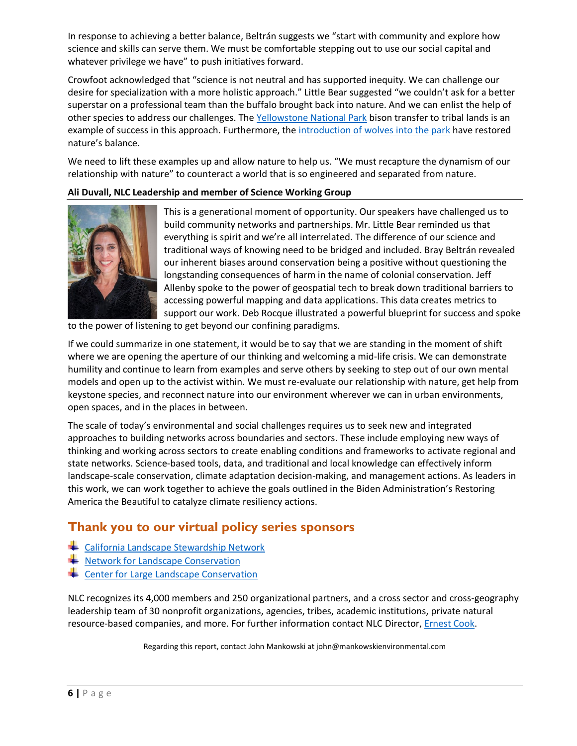In response to achieving a better balance, Beltrán suggests we "start with community and explore how science and skills can serve them. We must be comfortable stepping out to use our social capital and whatever privilege we have" to push initiatives forward.

Crowfoot acknowledged that "science is not neutral and has supported inequity. We can challenge our desire for specialization with a more holistic approach." Little Bear suggested "we couldn't ask for a better superstar on a professional team than the buffalo brought back into nature. And we can enlist the help of other species to address our challenges. The Yellowstone National Park bison transfer to tribal lands is an example of success in this approach. Furthermore, the introduction of wolves into the park have restored nature's balance.

We need to lift these examples up and allow nature to help us. "We must recapture the dynamism of our relationship with nature" to counteract a world that is so engineered and separated from nature.

**Ali Duvall, NLC Leadership and member of Science Working Group**

This is a generational moment of opportunity. Our speakers have challenged us to build community networks and partnerships. Mr. Little Bear reminded us that everything is spirit and we're all interrelated. The difference of our science and traditional ways of knowing need to be bridged and included. Bray Beltrán revealed our inherent biases around conservation being a positive without questioning the longstanding consequences of harm in the name of colonial conservation. Jeff Allenby spoke to the power of geospatial tech to break down traditional barriers to accessing powerful mapping and data applications. This data creates metrics to support our work. Deb Rocque illustrated a powerful blueprint for success and spoke to the power of listening to get beyond our confining paradigms.

If we could summarize in one statement, it would be to say that we are standing in the moment of shift where we are opening the aperture of our thinking and welcoming a mid-life crisis. We can demonstrate humility and continue to learn from examples and serve others by seeking to step out of our own mental models and open up to the activist within. We must re-evaluate our relationship with nature, get help from keystone species, and reconnect nature into our environment wherever we can in urban environments, open spaces, and in the places in between.

The scale of today's environmental and social challenges requires us to seek new and integrated approaches to building networks across boundaries and sectors. These include employing new ways of thinking and working across sectors to create enabling conditions and frameworks to activate regional and state networks. Science-based tools, data, and traditional and local knowledge can effectively inform landscape-scale conservation, climate adaptation decision-making, and management actions. As leaders in this work, we can work together to achieve the goals outlined in the Biden Administration's Restoring America the Beautiful to catalyze climate resiliency actions.

## Thank you to our virtual policy series sponsors

- California Landscape Stewardship Network
- Network for Landscape Conservation
- Center for Large Landscape Conservation

NLC recognizes its 4,000 members and 250 organizational partners, and a cross sector and cross-geography leadership team of 30 nonprofit organizations, agencies, tribes, academic institutions, private natural resource-based companies, and more. For further information contact NLC Director, Ernest Cook.

Regarding this report, contact John Mankowski at john@mankowskienvironmental.com